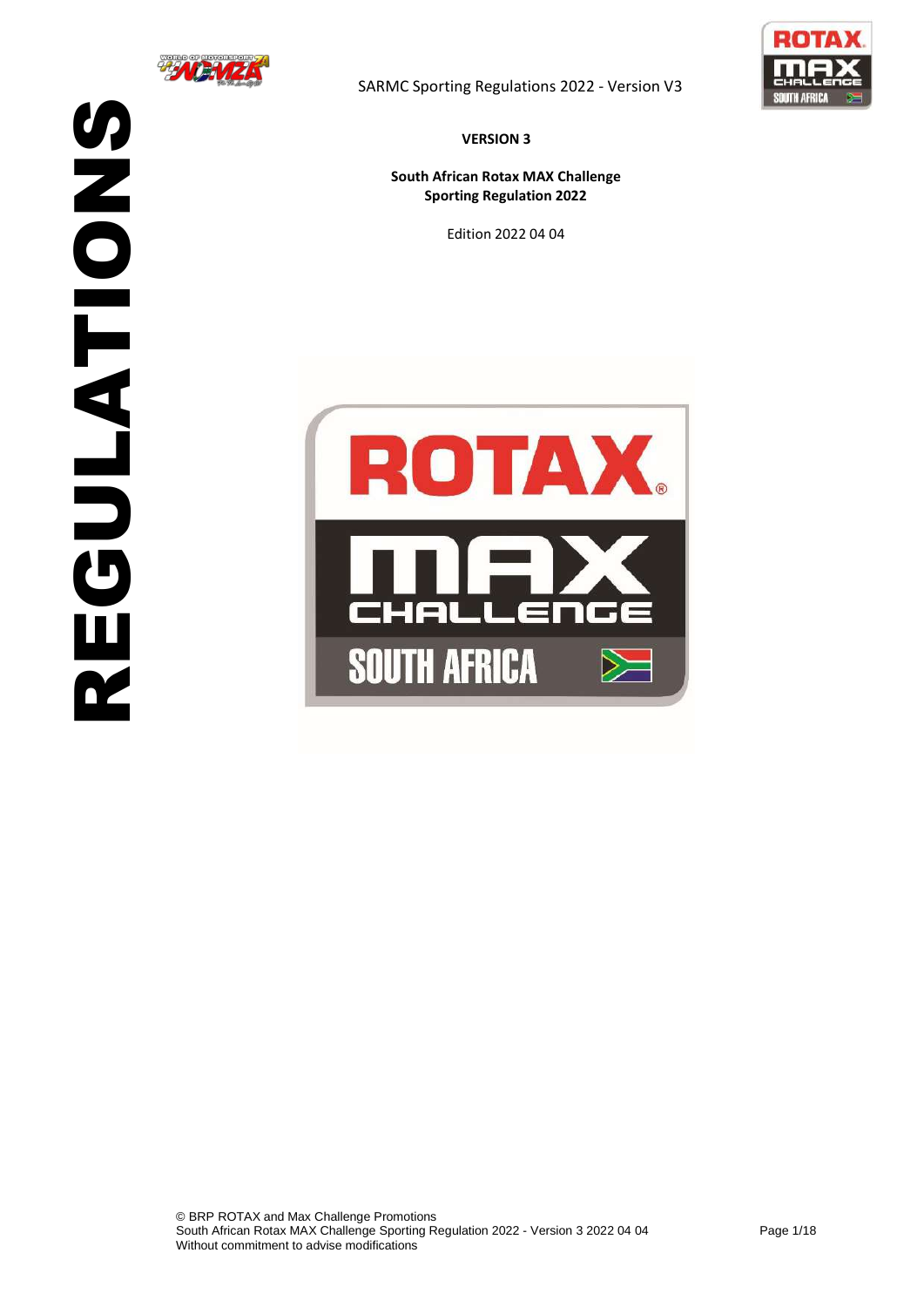**REGULATIONS**

**VERSION 3**

**South African Rotax MAX Challenge**
**Sporting Regulation 2022**

Edition 2022 04 04

© BRP ROTAX and Max Challenge Promotions
South African Rotax MAX Challenge Sporting Regulation 2022 - Version 3 2022 04 04
Without commitment to advise modifications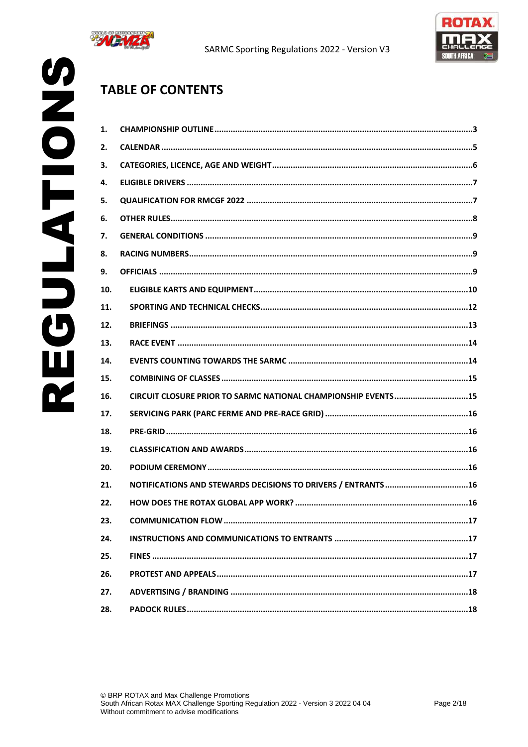## TABLE OF CONTENTS

1. CHAMPIONSHIP OUTLINE ........................................ 3
2. CALENDAR ........................................ 5
3. CATEGORIES, LICENCE, AGE AND WEIGHT ........................................ 6
4. ELIGIBLE DRIVERS ........................................ 7
5. QUALIFICATION FOR RMCGF 2022 ........................................ 7
6. OTHER RULES ........................................ 8
7. GENERAL CONDITIONS ........................................ 9
8. RACING NUMBERS ........................................ 9
9. OFFICIALS ........................................ 9
10. ELIGIBLE KARTS AND EQUIPMENT ........................................ 10
11. SPORTING AND TECHNICAL CHECKS ........................................ 12
12. BRIEFINGS ........................................ 13
13. RACE EVENT ........................................ 14
14. EVENTS COUNTING TOWARDS THE SARMC ........................................ 14
15. COMBINING OF CLASSES ........................................ 15
16. CIRCUIT CLOSURE PRIOR TO SARMC NATIONAL CHAMPIONSHIP EVENTS ........................................ 15
17. SERVICING PARK (PARC FERME AND PRE-RACE GRID) ........................................ 16
18. PRE-GRID ........................................ 16
19. CLASSIFICATION AND AWARDS ........................................ 16
20. PODIUM CEREMONY ........................................ 16
21. NOTIFICATIONS AND STEWARDS DECISIONS TO DRIVERS / ENTRANTS ........................................ 16
22. HOW DOES THE ROTAX GLOBAL APP WORK? ........................................ 16
23. COMMUNICATION FLOW ........................................ 17
24. INSTRUCTIONS AND COMMUNICATIONS TO ENTRANTS ........................................ 17
25. FINES ........................................ 17
26. PROTEST AND APPEALS ........................................ 17
27. ADVERTISING / BRANDING ........................................ 18
28. PADOCK RULES ........................................ 18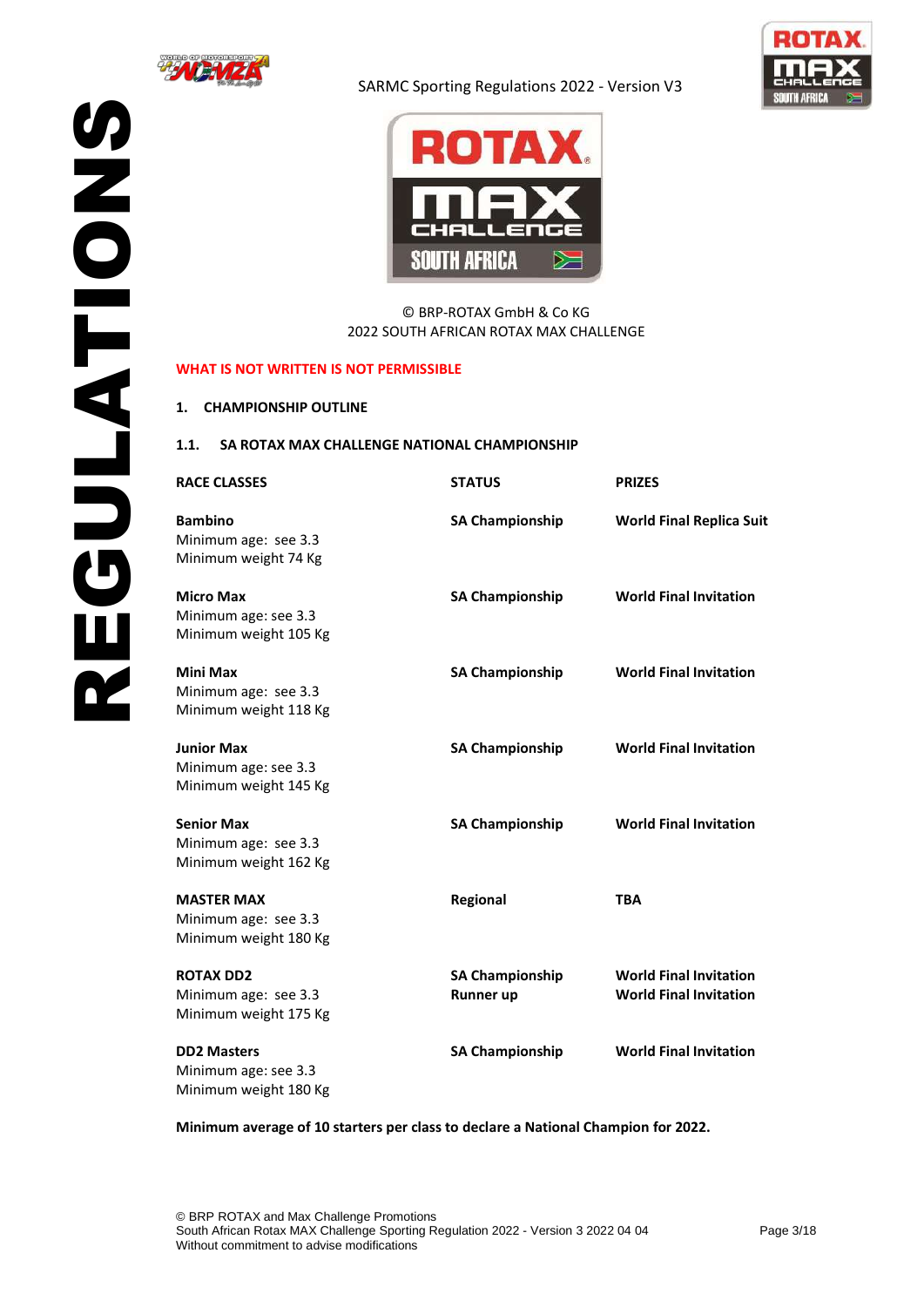© BRP-ROTAX GmbH & Co KG
2022 SOUTH AFRICAN ROTAX MAX CHALLENGE

**WHAT IS NOT WRITTEN IS NOT PERMISSIBLE**

## 1. CHAMPIONSHIP OUTLINE

### 1.1. SA ROTAX MAX CHALLENGE NATIONAL CHAMPIONSHIP

| RACE CLASSES | STATUS | PRIZES |
|---|---|---|
| **Bambino**<br>Minimum age: see 3.3<br>Minimum weight 74 Kg | **SA Championship** | **World Final Replica Suit** |
| **Micro Max**<br>Minimum age: see 3.3<br>Minimum weight 105 Kg | **SA Championship** | **World Final Invitation** |
| **Mini Max**<br>Minimum age: see 3.3<br>Minimum weight 118 Kg | **SA Championship** | **World Final Invitation** |
| **Junior Max**<br>Minimum age: see 3.3<br>Minimum weight 145 Kg | **SA Championship** | **World Final Invitation** |
| **Senior Max**<br>Minimum age: see 3.3<br>Minimum weight 162 Kg | **SA Championship** | **World Final Invitation** |
| **MASTER MAX**<br>Minimum age: see 3.3<br>Minimum weight 180 Kg | **Regional** | **TBA** |
| **ROTAX DD2**<br>Minimum age: see 3.3<br>Minimum weight 175 Kg | **SA Championship**<br>**Runner up** | **World Final Invitation**<br>**World Final Invitation** |
| **DD2 Masters**<br>Minimum age: see 3.3<br>Minimum weight 180 Kg | **SA Championship** | **World Final Invitation** |

**Minimum average of 10 starters per class to declare a National Champion for 2022.**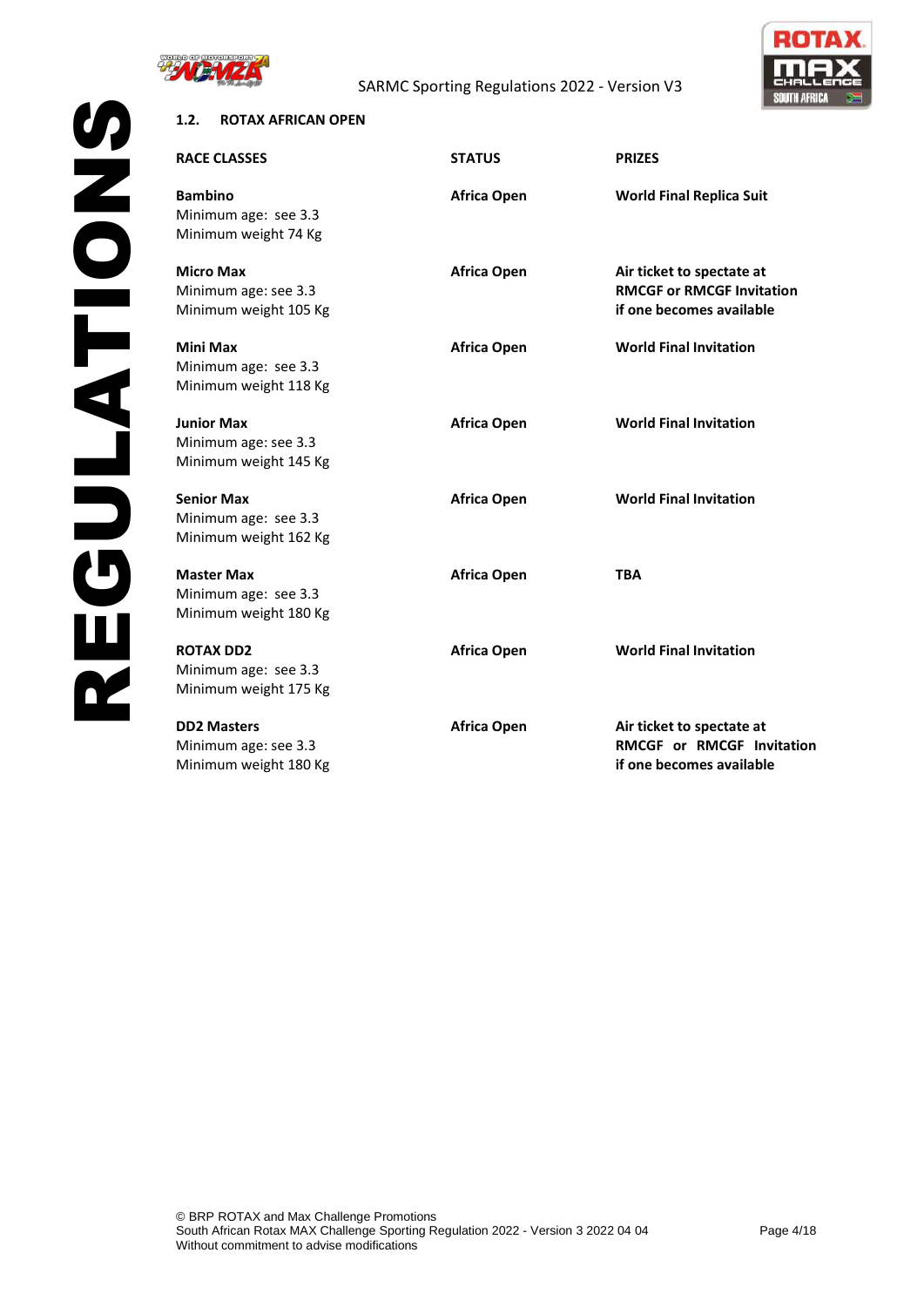## 1.2. ROTAX AFRICAN OPEN

| RACE CLASSES | STATUS | PRIZES |
|---|---|---|
| **Bambino**<br>Minimum age: see 3.3<br>Minimum weight 74 Kg | **Africa Open** | **World Final Replica Suit** |
| **Micro Max**<br>Minimum age: see 3.3<br>Minimum weight 105 Kg | **Africa Open** | **Air ticket to spectate at RMCGF or RMCGF Invitation if one becomes available** |
| **Mini Max**<br>Minimum age: see 3.3<br>Minimum weight 118 Kg | **Africa Open** | **World Final Invitation** |
| **Junior Max**<br>Minimum age: see 3.3<br>Minimum weight 145 Kg | **Africa Open** | **World Final Invitation** |
| **Senior Max**<br>Minimum age: see 3.3<br>Minimum weight 162 Kg | **Africa Open** | **World Final Invitation** |
| **Master Max**<br>Minimum age: see 3.3<br>Minimum weight 180 Kg | **Africa Open** | **TBA** |
| **ROTAX DD2**<br>Minimum age: see 3.3<br>Minimum weight 175 Kg | **Africa Open** | **World Final Invitation** |
| **DD2 Masters**<br>Minimum age: see 3.3<br>Minimum weight 180 Kg | **Africa Open** | **Air ticket to spectate at RMCGF or RMCGF Invitation if one becomes available** |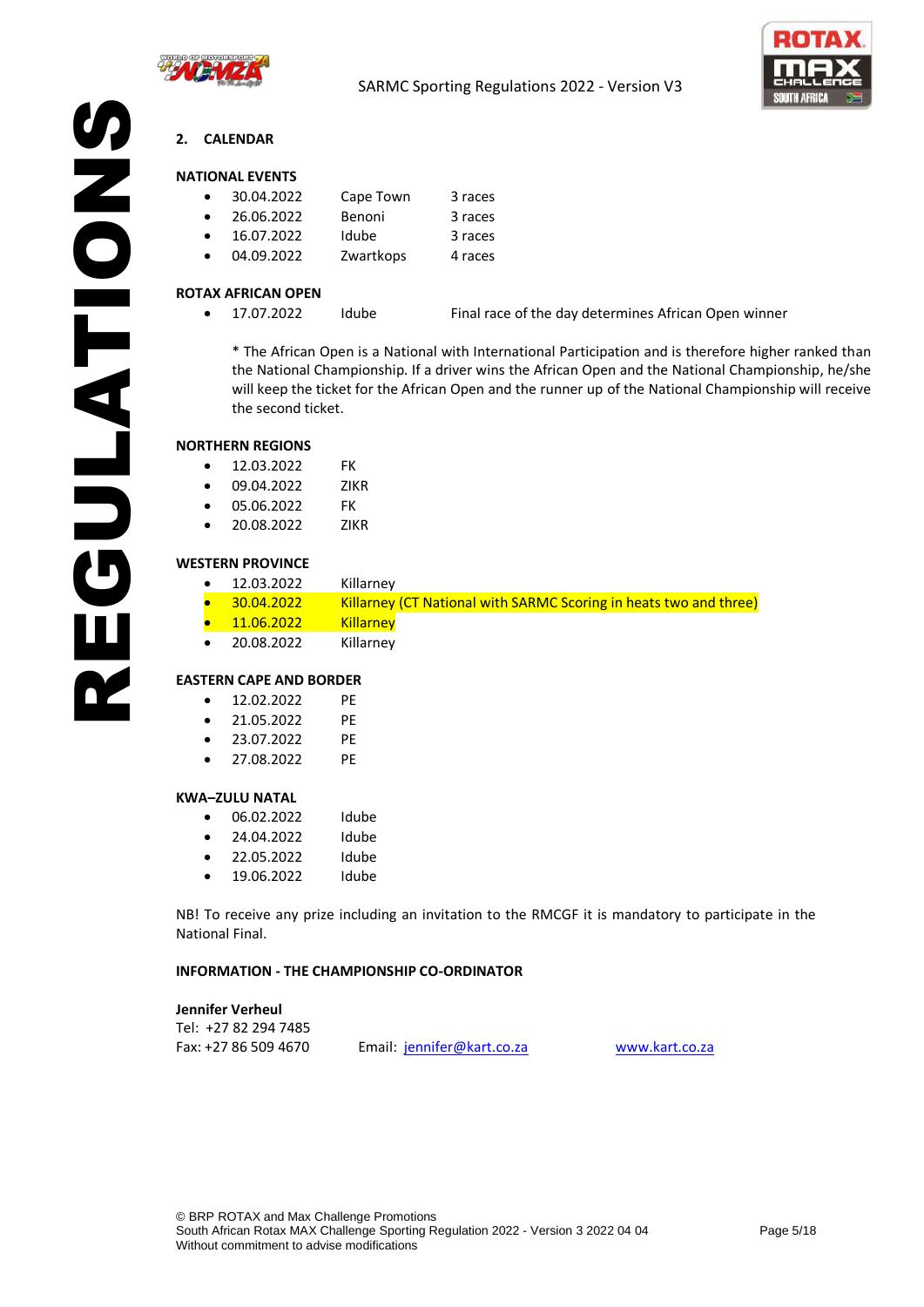## 2. CALENDAR

**NATIONAL EVENTS**

- 30.04.2022 Cape Town 3 races
- 26.06.2022 Benoni 3 races
- 16.07.2022 Idube 3 races
- 04.09.2022 Zwartkops 4 races

**ROTAX AFRICAN OPEN**

- 17.07.2022 Idube Final race of the day determines African Open winner

  \* The African Open is a National with International Participation and is therefore higher ranked than the National Championship. If a driver wins the African Open and the National Championship, he/she will keep the ticket for the African Open and the runner up of the National Championship will receive the second ticket.

**NORTHERN REGIONS**

- 12.03.2022 FK
- 09.04.2022 ZIKR
- 05.06.2022 FK
- 20.08.2022 ZIKR

**WESTERN PROVINCE**

- 12.03.2022 Killarney
- 30.04.2022 Killarney (CT National with SARMC Scoring in heats two and three)
- 11.06.2022 Killarney
- 20.08.2022 Killarney

**EASTERN CAPE AND BORDER**

- 12.02.2022 PE
- 21.05.2022 PE
- 23.07.2022 PE
- 27.08.2022 PE

**KWA–ZULU NATAL**

- 06.02.2022 Idube
- 24.04.2022 Idube
- 22.05.2022 Idube
- 19.06.2022 Idube

NB! To receive any prize including an invitation to the RMCGF it is mandatory to participate in the National Final.

**INFORMATION - THE CHAMPIONSHIP CO-ORDINATOR**

**Jennifer Verheul**
Tel: +27 82 294 7485
Fax: +27 86 509 4670 Email: jennifer@kart.co.za www.kart.co.za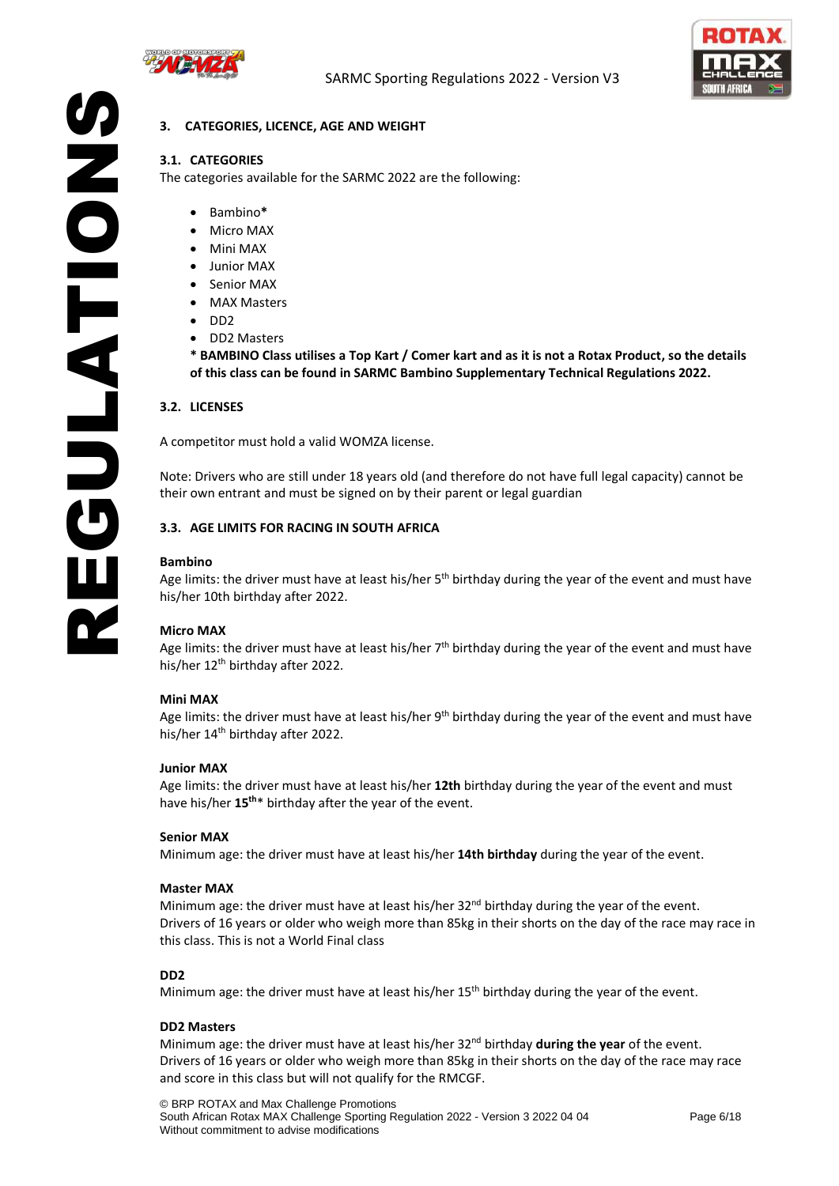## 3. CATEGORIES, LICENCE, AGE AND WEIGHT

### 3.1. CATEGORIES

The categories available for the SARMC 2022 are the following:

- Bambino**\***
- Micro MAX
- Mini MAX
- Junior MAX
- Senior MAX
- MAX Masters
- DD2
- DD2 Masters

**\* BAMBINO Class utilises a Top Kart / Comer kart and as it is not a Rotax Product, so the details of this class can be found in SARMC Bambino Supplementary Technical Regulations 2022.**

### 3.2. LICENSES

A competitor must hold a valid WOMZA license.

Note: Drivers who are still under 18 years old (and therefore do not have full legal capacity) cannot be their own entrant and must be signed on by their parent or legal guardian

### 3.3. AGE LIMITS FOR RACING IN SOUTH AFRICA

**Bambino**

Age limits: the driver must have at least his/her 5th birthday during the year of the event and must have his/her 10th birthday after 2022.

**Micro MAX**

Age limits: the driver must have at least his/her 7th birthday during the year of the event and must have his/her 12th birthday after 2022.

**Mini MAX**

Age limits: the driver must have at least his/her 9th birthday during the year of the event and must have his/her 14th birthday after 2022.

**Junior MAX**

Age limits: the driver must have at least his/her **12th** birthday during the year of the event and must have his/her **15th**\* birthday after the year of the event.

**Senior MAX**

Minimum age: the driver must have at least his/her **14th birthday** during the year of the event.

**Master MAX**

Minimum age: the driver must have at least his/her 32nd birthday during the year of the event.
Drivers of 16 years or older who weigh more than 85kg in their shorts on the day of the race may race in this class. This is not a World Final class

**DD2**

Minimum age: the driver must have at least his/her 15th birthday during the year of the event.

**DD2 Masters**

Minimum age: the driver must have at least his/her 32nd birthday **during the year** of the event.
Drivers of 16 years or older who weigh more than 85kg in their shorts on the day of the race may race and score in this class but will not qualify for the RMCGF.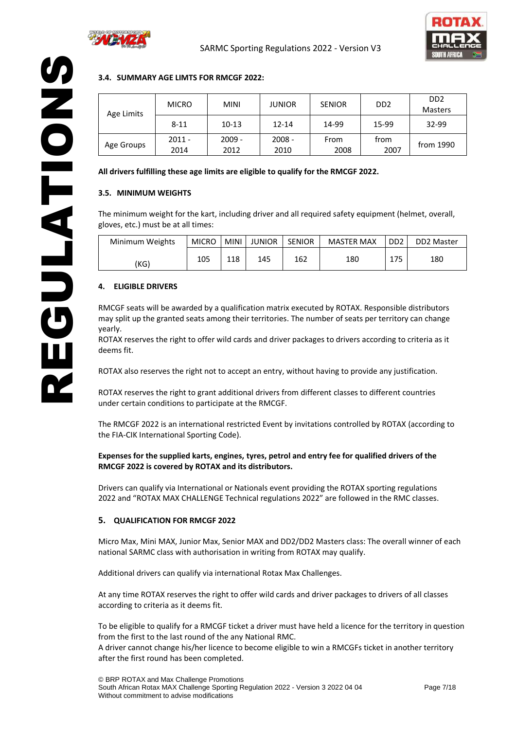### 3.4. SUMMARY AGE LIMTS FOR RMCGF 2022:

| Age Limits | MICRO | MINI | JUNIOR | SENIOR | DD2 | DD2 Masters |
|---|---|---|---|---|---|---|
| | 8-11 | 10-13 | 12-14 | 14-99 | 15-99 | 32-99 |
| Age Groups | 2011 - 2014 | 2009 - 2012 | 2008 - 2010 | From 2008 | from 2007 | from 1990 |

**All drivers fulfilling these age limits are eligible to qualify for the RMCGF 2022.**

### 3.5. MINIMUM WEIGHTS

The minimum weight for the kart, including driver and all required safety equipment (helmet, overall, gloves, etc.) must be at all times:

| Minimum Weights (KG) | MICRO | MINI | JUNIOR | SENIOR | MASTER MAX | DD2 | DD2 Master |
|---|---|---|---|---|---|---|---|
| | 105 | 118 | 145 | 162 | 180 | 175 | 180 |

## 4. ELIGIBLE DRIVERS

RMCGF seats will be awarded by a qualification matrix executed by ROTAX. Responsible distributors may split up the granted seats among their territories. The number of seats per territory can change yearly.
ROTAX reserves the right to offer wild cards and driver packages to drivers according to criteria as it deems fit.

ROTAX also reserves the right not to accept an entry, without having to provide any justification.

ROTAX reserves the right to grant additional drivers from different classes to different countries under certain conditions to participate at the RMCGF.

The RMCGF 2022 is an international restricted Event by invitations controlled by ROTAX (according to the FIA-CIK International Sporting Code).

**Expenses for the supplied karts, engines, tyres, petrol and entry fee for qualified drivers of the RMCGF 2022 is covered by ROTAX and its distributors.**

Drivers can qualify via International or Nationals event providing the ROTAX sporting regulations 2022 and "ROTAX MAX CHALLENGE Technical regulations 2022" are followed in the RMC classes.

## 5. QUALIFICATION FOR RMCGF 2022

Micro Max, Mini MAX, Junior Max, Senior MAX and DD2/DD2 Masters class: The overall winner of each national SARMC class with authorisation in writing from ROTAX may qualify.

Additional drivers can qualify via international Rotax Max Challenges.

At any time ROTAX reserves the right to offer wild cards and driver packages to drivers of all classes according to criteria as it deems fit.

To be eligible to qualify for a RMCGF ticket a driver must have held a licence for the territory in question from the first to the last round of the any National RMC.
A driver cannot change his/her licence to become eligible to win a RMCGFs ticket in another territory after the first round has been completed.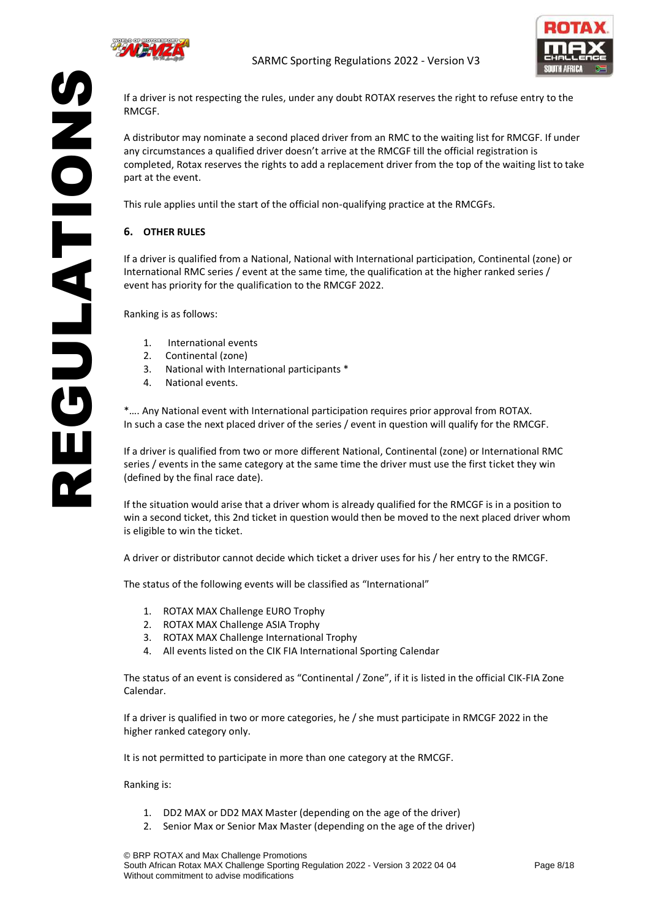If a driver is not respecting the rules, under any doubt ROTAX reserves the right to refuse entry to the RMCGF.

A distributor may nominate a second placed driver from an RMC to the waiting list for RMCGF. If under any circumstances a qualified driver doesn't arrive at the RMCGF till the official registration is completed, Rotax reserves the rights to add a replacement driver from the top of the waiting list to take part at the event.

This rule applies until the start of the official non-qualifying practice at the RMCGFs.

## 6. OTHER RULES

If a driver is qualified from a National, National with International participation, Continental (zone) or International RMC series / event at the same time, the qualification at the higher ranked series / event has priority for the qualification to the RMCGF 2022.

Ranking is as follows:

1. International events
2. Continental (zone)
3. National with International participants *
4. National events.

*…. Any National event with International participation requires prior approval from ROTAX. In such a case the next placed driver of the series / event in question will qualify for the RMCGF.

If a driver is qualified from two or more different National, Continental (zone) or International RMC series / events in the same category at the same time the driver must use the first ticket they win (defined by the final race date).

If the situation would arise that a driver whom is already qualified for the RMCGF is in a position to win a second ticket, this 2nd ticket in question would then be moved to the next placed driver whom is eligible to win the ticket.

A driver or distributor cannot decide which ticket a driver uses for his / her entry to the RMCGF.

The status of the following events will be classified as "International"

1. ROTAX MAX Challenge EURO Trophy
2. ROTAX MAX Challenge ASIA Trophy
3. ROTAX MAX Challenge International Trophy
4. All events listed on the CIK FIA International Sporting Calendar

The status of an event is considered as "Continental / Zone", if it is listed in the official CIK-FIA Zone Calendar.

If a driver is qualified in two or more categories, he / she must participate in RMCGF 2022 in the higher ranked category only.

It is not permitted to participate in more than one category at the RMCGF.

Ranking is:

1. DD2 MAX or DD2 MAX Master (depending on the age of the driver)
2. Senior Max or Senior Max Master (depending on the age of the driver)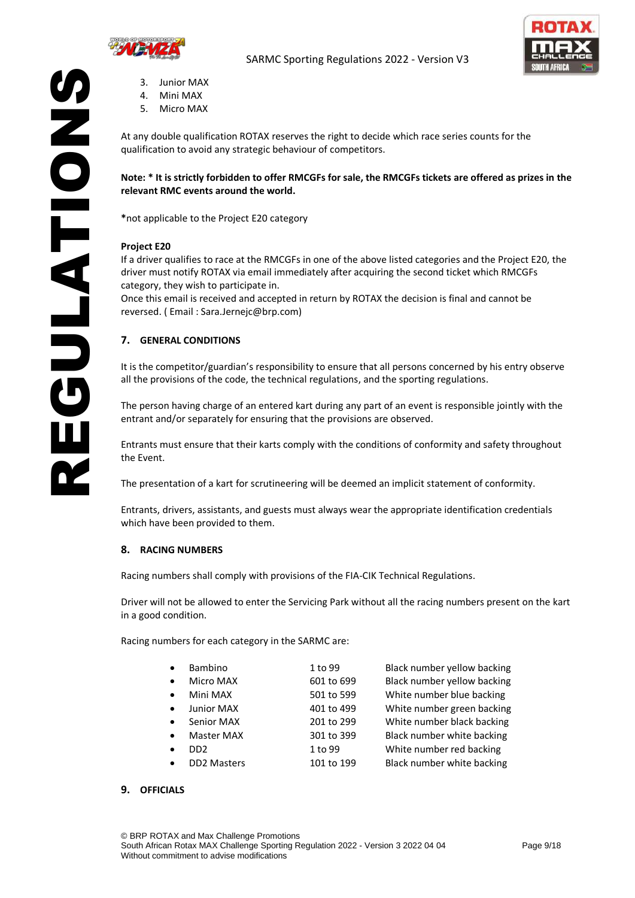3. Junior MAX
4. Mini MAX
5. Micro MAX

At any double qualification ROTAX reserves the right to decide which race series counts for the qualification to avoid any strategic behaviour of competitors.

**Note: * It is strictly forbidden to offer RMCGFs for sale, the RMCGFs tickets are offered as prizes in the relevant RMC events around the world.**

***not applicable to the Project E20 category**

**Project E20**
If a driver qualifies to race at the RMCGFs in one of the above listed categories and the Project E20, the driver must notify ROTAX via email immediately after acquiring the second ticket which RMCGFs category, they wish to participate in.
Once this email is received and accepted in return by ROTAX the decision is final and cannot be reversed. ( Email : Sara.Jernejc@brp.com)

## 7. GENERAL CONDITIONS

It is the competitor/guardian's responsibility to ensure that all persons concerned by his entry observe all the provisions of the code, the technical regulations, and the sporting regulations.

The person having charge of an entered kart during any part of an event is responsible jointly with the entrant and/or separately for ensuring that the provisions are observed.

Entrants must ensure that their karts comply with the conditions of conformity and safety throughout the Event.

The presentation of a kart for scrutineering will be deemed an implicit statement of conformity.

Entrants, drivers, assistants, and guests must always wear the appropriate identification credentials which have been provided to them.

## 8. RACING NUMBERS

Racing numbers shall comply with provisions of the FIA-CIK Technical Regulations.

Driver will not be allowed to enter the Servicing Park without all the racing numbers present on the kart in a good condition.

Racing numbers for each category in the SARMC are:

- Bambino — 1 to 99 — Black number yellow backing
- Micro MAX — 601 to 699 — Black number yellow backing
- Mini MAX — 501 to 599 — White number blue backing
- Junior MAX — 401 to 499 — White number green backing
- Senior MAX — 201 to 299 — White number black backing
- Master MAX — 301 to 399 — Black number white backing
- DD2 — 1 to 99 — White number red backing
- DD2 Masters — 101 to 199 — Black number white backing

## 9. OFFICIALS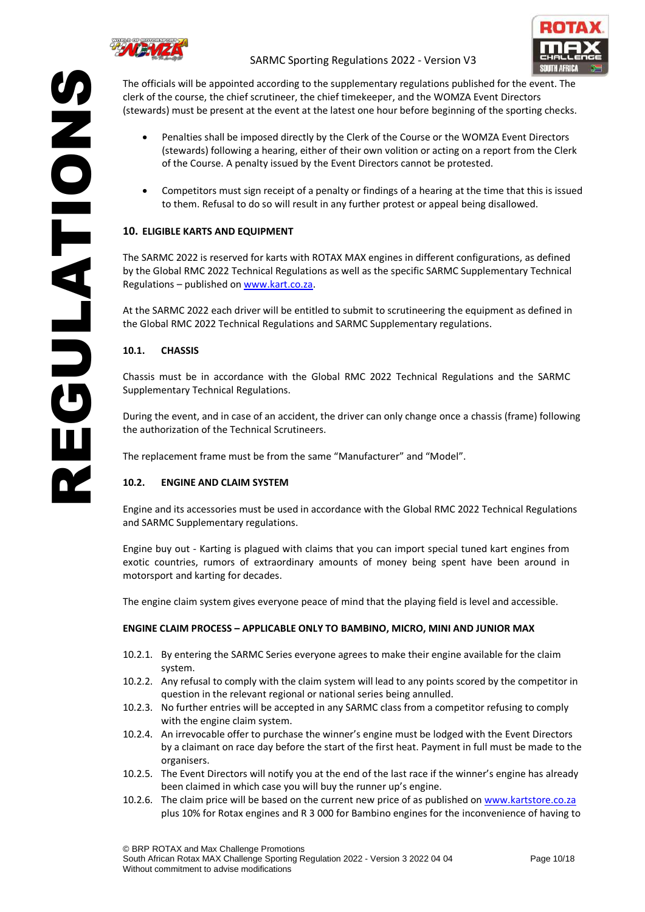The officials will be appointed according to the supplementary regulations published for the event. The clerk of the course, the chief scrutineer, the chief timekeeper, and the WOMZA Event Directors (stewards) must be present at the event at the latest one hour before beginning of the sporting checks.

- Penalties shall be imposed directly by the Clerk of the Course or the WOMZA Event Directors (stewards) following a hearing, either of their own volition or acting on a report from the Clerk of the Course. A penalty issued by the Event Directors cannot be protested.

- Competitors must sign receipt of a penalty or findings of a hearing at the time that this is issued to them. Refusal to do so will result in any further protest or appeal being disallowed.

## 10. ELIGIBLE KARTS AND EQUIPMENT

The SARMC 2022 is reserved for karts with ROTAX MAX engines in different configurations, as defined by the Global RMC 2022 Technical Regulations as well as the specific SARMC Supplementary Technical Regulations – published on [www.kart.co.za](www.kart.co.za).

At the SARMC 2022 each driver will be entitled to submit to scrutineering the equipment as defined in the Global RMC 2022 Technical Regulations and SARMC Supplementary regulations.

### 10.1. CHASSIS

Chassis must be in accordance with the Global RMC 2022 Technical Regulations and the SARMC Supplementary Technical Regulations.

During the event, and in case of an accident, the driver can only change once a chassis (frame) following the authorization of the Technical Scrutineers.

The replacement frame must be from the same "Manufacturer" and "Model".

### 10.2. ENGINE AND CLAIM SYSTEM

Engine and its accessories must be used in accordance with the Global RMC 2022 Technical Regulations and SARMC Supplementary regulations.

Engine buy out - Karting is plagued with claims that you can import special tuned kart engines from exotic countries, rumors of extraordinary amounts of money being spent have been around in motorsport and karting for decades.

The engine claim system gives everyone peace of mind that the playing field is level and accessible.

**ENGINE CLAIM PROCESS – APPLICABLE ONLY TO BAMBINO, MICRO, MINI AND JUNIOR MAX**

10.2.1. By entering the SARMC Series everyone agrees to make their engine available for the claim system.

10.2.2. Any refusal to comply with the claim system will lead to any points scored by the competitor in question in the relevant regional or national series being annulled.

10.2.3. No further entries will be accepted in any SARMC class from a competitor refusing to comply with the engine claim system.

10.2.4. An irrevocable offer to purchase the winner's engine must be lodged with the Event Directors by a claimant on race day before the start of the first heat. Payment in full must be made to the organisers.

10.2.5. The Event Directors will notify you at the end of the last race if the winner's engine has already been claimed in which case you will buy the runner up's engine.

10.2.6. The claim price will be based on the current new price of as published on [www.kartstore.co.za](www.kartstore.co.za) plus 10% for Rotax engines and R 3 000 for Bambino engines for the inconvenience of having to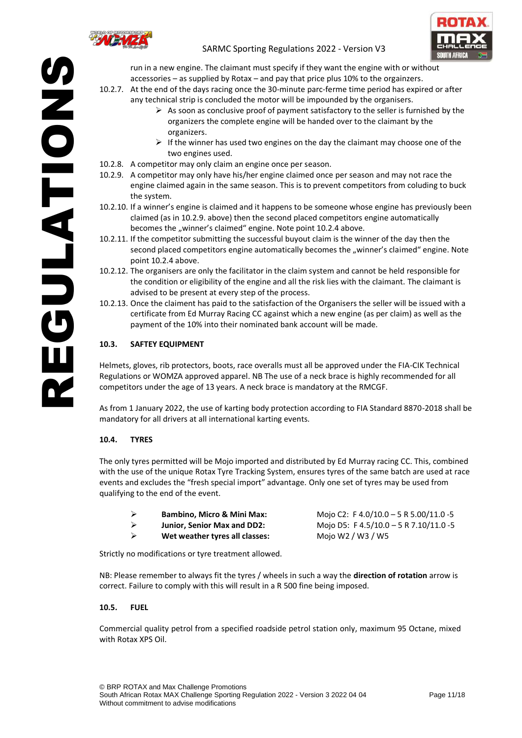run in a new engine. The claimant must specify if they want the engine with or without accessories – as supplied by Rotax – and pay that price plus 10% to the orgainzers.

10.2.7. At the end of the days racing once the 30-minute parc-ferme time period has expired or after any technical strip is concluded the motor will be impounded by the organisers.

- As soon as conclusive proof of payment satisfactory to the seller is furnished by the organizers the complete engine will be handed over to the claimant by the organizers.
- If the winner has used two engines on the day the claimant may choose one of the two engines used.

10.2.8. A competitor may only claim an engine once per season.

10.2.9. A competitor may only have his/her engine claimed once per season and may not race the engine claimed again in the same season. This is to prevent competitors from coluding to buck the system.

10.2.10. If a winner's engine is claimed and it happens to be someone whose engine has previously been claimed (as in 10.2.9. above) then the second placed competitors engine automatically becomes the „winner's claimed" engine. Note point 10.2.4 above.

10.2.11. If the competitor submitting the successful buyout claim is the winner of the day then the second placed competitors engine automatically becomes the „winner's claimed" engine. Note point 10.2.4 above.

10.2.12. The organisers are only the facilitator in the claim system and cannot be held responsible for the condition or eligibility of the engine and all the risk lies with the claimant. The claimant is advised to be present at every step of the process.

10.2.13. Once the claiment has paid to the satisfaction of the Organisers the seller will be issued with a certificate from Ed Murray Racing CC against which a new engine (as per claim) as well as the payment of the 10% into their nominated bank account will be made.

### 10.3. SAFTEY EQUIPMENT

Helmets, gloves, rib protectors, boots, race overalls must all be approved under the FIA-CIK Technical Regulations or WOMZA approved apparel. NB The use of a neck brace is highly recommended for all competitors under the age of 13 years. A neck brace is mandatory at the RMCGF.

As from 1 January 2022, the use of karting body protection according to FIA Standard 8870-2018 shall be mandatory for all drivers at all international karting events.

### 10.4. TYRES

The only tyres permitted will be Mojo imported and distributed by Ed Murray racing CC. This, combined with the use of the unique Rotax Tyre Tracking System, ensures tyres of the same batch are used at race events and excludes the "fresh special import" advantage. Only one set of tyres may be used from qualifying to the end of the event.

- **Bambino, Micro & Mini Max:** Mojo C2: F 4.0/10.0 – 5 R 5.00/11.0 -5
- **Junior, Senior Max and DD2:** Mojo D5: F 4.5/10.0 – 5 R 7.10/11.0 -5
- **Wet weather tyres all classes:** Mojo W2 / W3 / W5

Strictly no modifications or tyre treatment allowed.

NB: Please remember to always fit the tyres / wheels in such a way the **direction of rotation** arrow is correct. Failure to comply with this will result in a R 500 fine being imposed.

### 10.5. FUEL

Commercial quality petrol from a specified roadside petrol station only, maximum 95 Octane, mixed with Rotax XPS Oil.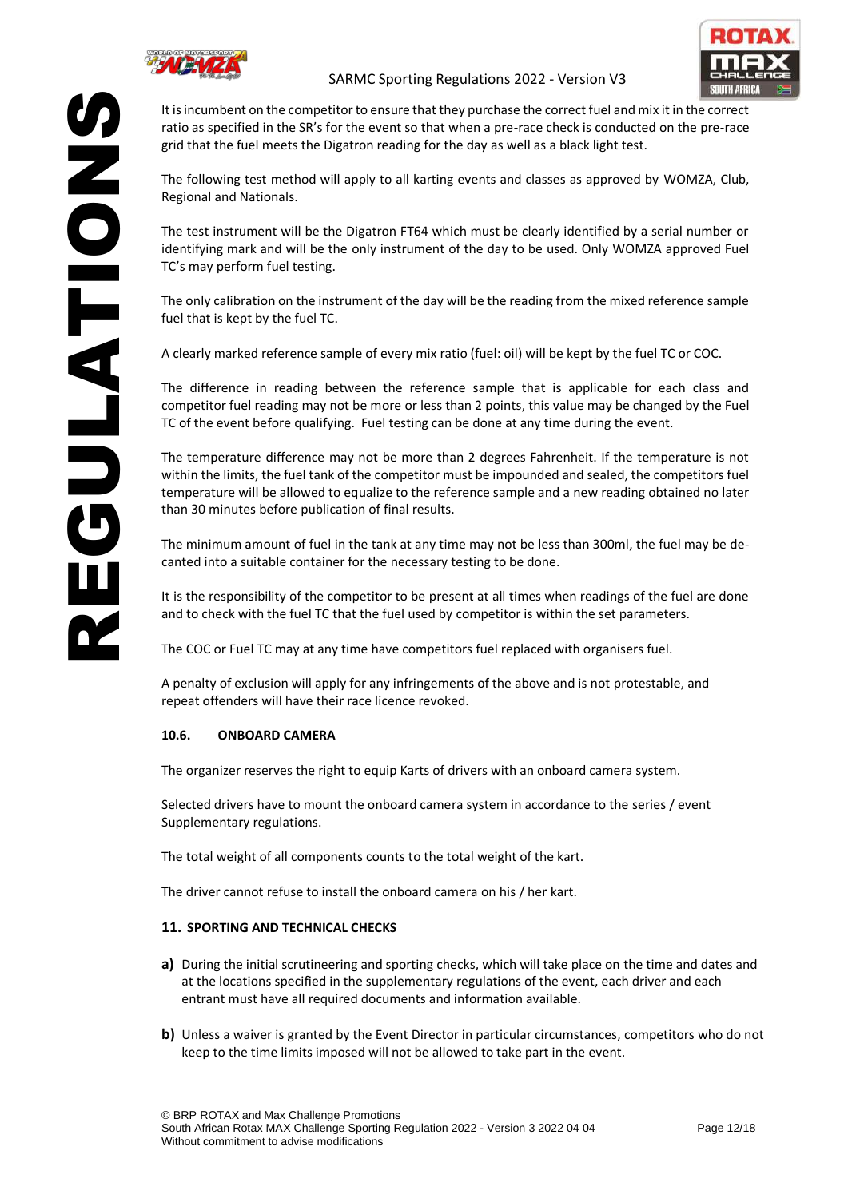It is incumbent on the competitor to ensure that they purchase the correct fuel and mix it in the correct ratio as specified in the SR's for the event so that when a pre-race check is conducted on the pre-race grid that the fuel meets the Digatron reading for the day as well as a black light test.

The following test method will apply to all karting events and classes as approved by WOMZA, Club, Regional and Nationals.

The test instrument will be the Digatron FT64 which must be clearly identified by a serial number or identifying mark and will be the only instrument of the day to be used. Only WOMZA approved Fuel TC's may perform fuel testing.

The only calibration on the instrument of the day will be the reading from the mixed reference sample fuel that is kept by the fuel TC.

A clearly marked reference sample of every mix ratio (fuel: oil) will be kept by the fuel TC or COC.

The difference in reading between the reference sample that is applicable for each class and competitor fuel reading may not be more or less than 2 points, this value may be changed by the Fuel TC of the event before qualifying. Fuel testing can be done at any time during the event.

The temperature difference may not be more than 2 degrees Fahrenheit. If the temperature is not within the limits, the fuel tank of the competitor must be impounded and sealed, the competitors fuel temperature will be allowed to equalize to the reference sample and a new reading obtained no later than 30 minutes before publication of final results.

The minimum amount of fuel in the tank at any time may not be less than 300ml, the fuel may be de-canted into a suitable container for the necessary testing to be done.

It is the responsibility of the competitor to be present at all times when readings of the fuel are done and to check with the fuel TC that the fuel used by competitor is within the set parameters.

The COC or Fuel TC may at any time have competitors fuel replaced with organisers fuel.

A penalty of exclusion will apply for any infringements of the above and is not protestable, and repeat offenders will have their race licence revoked.

#### 10.6. ONBOARD CAMERA

The organizer reserves the right to equip Karts of drivers with an onboard camera system.

Selected drivers have to mount the onboard camera system in accordance to the series / event Supplementary regulations.

The total weight of all components counts to the total weight of the kart.

The driver cannot refuse to install the onboard camera on his / her kart.

### 11. SPORTING AND TECHNICAL CHECKS

**a)** During the initial scrutineering and sporting checks, which will take place on the time and dates and at the locations specified in the supplementary regulations of the event, each driver and each entrant must have all required documents and information available.

**b)** Unless a waiver is granted by the Event Director in particular circumstances, competitors who do not keep to the time limits imposed will not be allowed to take part in the event.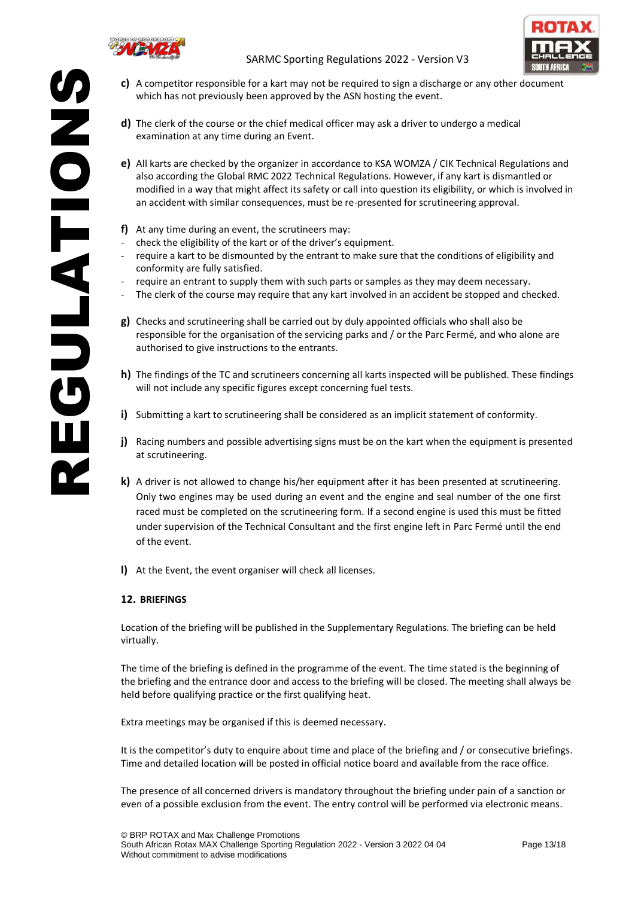**c)** A competitor responsible for a kart may not be required to sign a discharge or any other document which has not previously been approved by the ASN hosting the event.

**d)** The clerk of the course or the chief medical officer may ask a driver to undergo a medical examination at any time during an Event.

**e)** All karts are checked by the organizer in accordance to KSA WOMZA / CIK Technical Regulations and also according the Global RMC 2022 Technical Regulations. However, if any kart is dismantled or modified in a way that might affect its safety or call into question its eligibility, or which is involved in an accident with similar consequences, must be re-presented for scrutineering approval.

**f)** At any time during an event, the scrutineers may:
- check the eligibility of the kart or of the driver's equipment.
- require a kart to be dismounted by the entrant to make sure that the conditions of eligibility and conformity are fully satisfied.
- require an entrant to supply them with such parts or samples as they may deem necessary.
- The clerk of the course may require that any kart involved in an accident be stopped and checked.

**g)** Checks and scrutineering shall be carried out by duly appointed officials who shall also be responsible for the organisation of the servicing parks and / or the Parc Fermé, and who alone are authorised to give instructions to the entrants.

**h)** The findings of the TC and scrutineers concerning all karts inspected will be published. These findings will not include any specific figures except concerning fuel tests.

**i)** Submitting a kart to scrutineering shall be considered as an implicit statement of conformity.

**j)** Racing numbers and possible advertising signs must be on the kart when the equipment is presented at scrutineering.

**k)** A driver is not allowed to change his/her equipment after it has been presented at scrutineering. Only two engines may be used during an event and the engine and seal number of the one first raced must be completed on the scrutineering form. If a second engine is used this must be fitted under supervision of the Technical Consultant and the first engine left in Parc Fermé until the end of the event.

**l)** At the Event, the event organiser will check all licenses.

## 12. BRIEFINGS

Location of the briefing will be published in the Supplementary Regulations. The briefing can be held virtually.

The time of the briefing is defined in the programme of the event. The time stated is the beginning of the briefing and the entrance door and access to the briefing will be closed. The meeting shall always be held before qualifying practice or the first qualifying heat.

Extra meetings may be organised if this is deemed necessary.

It is the competitor's duty to enquire about time and place of the briefing and / or consecutive briefings. Time and detailed location will be posted in official notice board and available from the race office.

The presence of all concerned drivers is mandatory throughout the briefing under pain of a sanction or even of a possible exclusion from the event. The entry control will be performed via electronic means.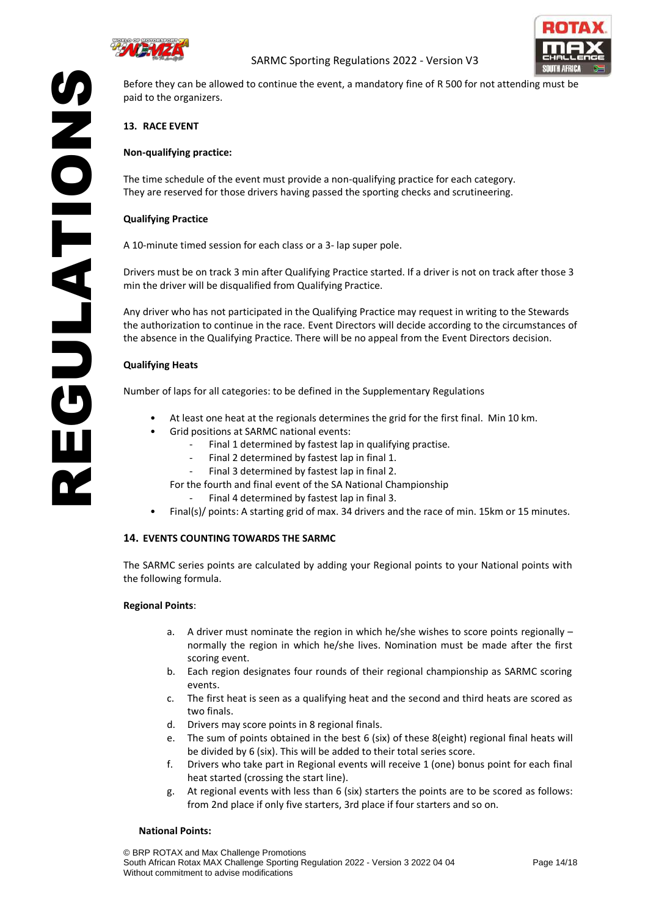Before they can be allowed to continue the event, a mandatory fine of R 500 for not attending must be paid to the organizers.

## 13. RACE EVENT

**Non-qualifying practice:**

The time schedule of the event must provide a non-qualifying practice for each category.
They are reserved for those drivers having passed the sporting checks and scrutineering.

**Qualifying Practice**

A 10-minute timed session for each class or a 3- lap super pole.

Drivers must be on track 3 min after Qualifying Practice started. If a driver is not on track after those 3 min the driver will be disqualified from Qualifying Practice.

Any driver who has not participated in the Qualifying Practice may request in writing to the Stewards the authorization to continue in the race. Event Directors will decide according to the circumstances of the absence in the Qualifying Practice. There will be no appeal from the Event Directors decision.

**Qualifying Heats**

Number of laps for all categories: to be defined in the Supplementary Regulations

- At least one heat at the regionals determines the grid for the first final. Min 10 km.
- Grid positions at SARMC national events:
  - Final 1 determined by fastest lap in qualifying practise.
  - Final 2 determined by fastest lap in final 1.
  - Final 3 determined by fastest lap in final 2.

  For the fourth and final event of the SA National Championship
  - Final 4 determined by fastest lap in final 3.
- Final(s)/ points: A starting grid of max. 34 drivers and the race of min. 15km or 15 minutes.

## 14. EVENTS COUNTING TOWARDS THE SARMC

The SARMC series points are calculated by adding your Regional points to your National points with the following formula.

**Regional Points**:

a. A driver must nominate the region in which he/she wishes to score points regionally – normally the region in which he/she lives. Nomination must be made after the first scoring event.
b. Each region designates four rounds of their regional championship as SARMC scoring events.
c. The first heat is seen as a qualifying heat and the second and third heats are scored as two finals.
d. Drivers may score points in 8 regional finals.
e. The sum of points obtained in the best 6 (six) of these 8(eight) regional final heats will be divided by 6 (six). This will be added to their total series score.
f. Drivers who take part in Regional events will receive 1 (one) bonus point for each final heat started (crossing the start line).
g. At regional events with less than 6 (six) starters the points are to be scored as follows: from 2nd place if only five starters, 3rd place if four starters and so on.

**National Points:**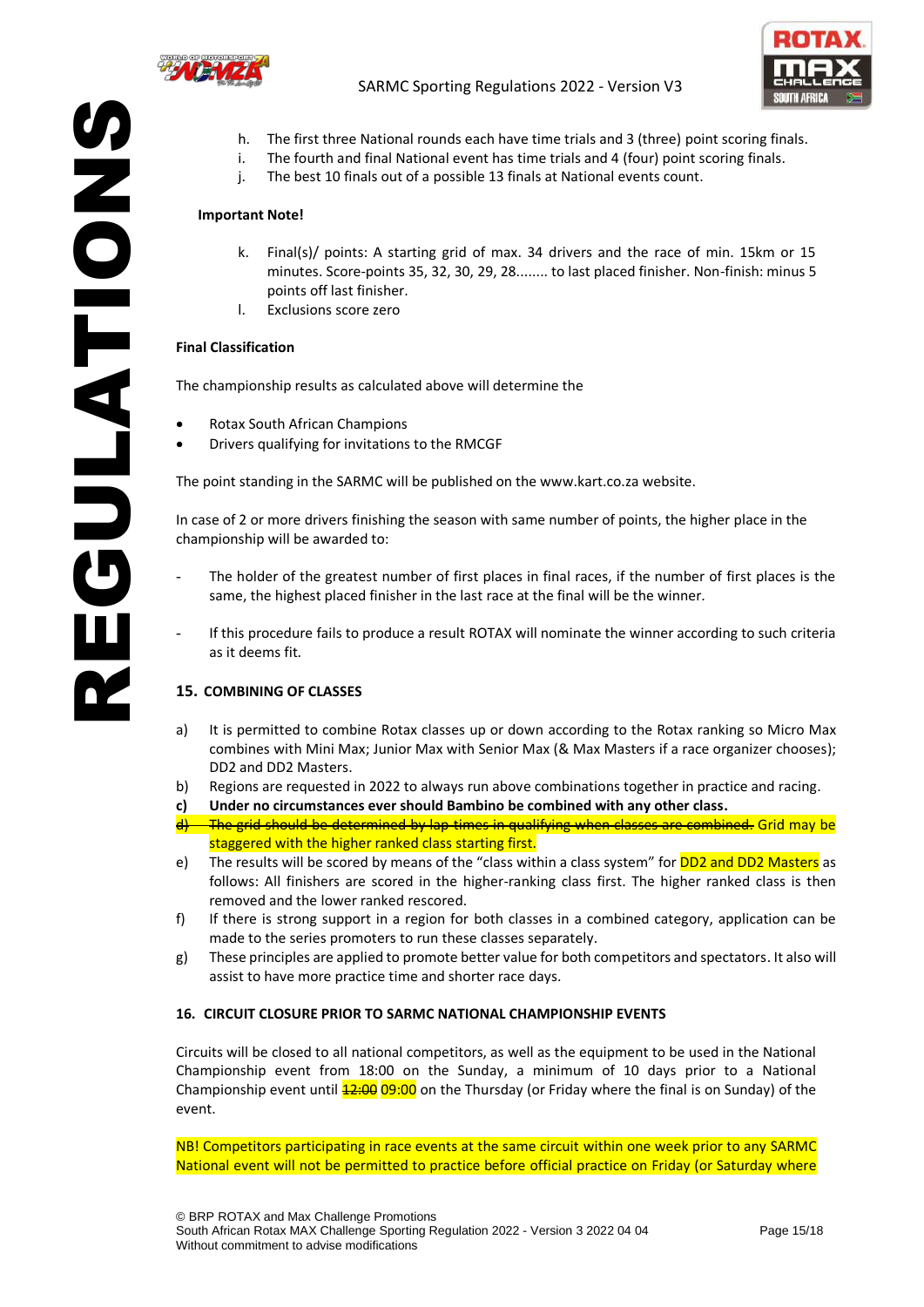h. The first three National rounds each have time trials and 3 (three) point scoring finals.
i. The fourth and final National event has time trials and 4 (four) point scoring finals.
j. The best 10 finals out of a possible 13 finals at National events count.

**Important Note!**

k. Final(s)/ points: A starting grid of max. 34 drivers and the race of min. 15km or 15 minutes. Score-points 35, 32, 30, 29, 28........ to last placed finisher. Non-finish: minus 5 points off last finisher.
l. Exclusions score zero

**Final Classification**

The championship results as calculated above will determine the

- Rotax South African Champions
- Drivers qualifying for invitations to the RMCGF

The point standing in the SARMC will be published on the www.kart.co.za website.

In case of 2 or more drivers finishing the season with same number of points, the higher place in the championship will be awarded to:

- The holder of the greatest number of first places in final races, if the number of first places is the same, the highest placed finisher in the last race at the final will be the winner.

- If this procedure fails to produce a result ROTAX will nominate the winner according to such criteria as it deems fit.

## 15. COMBINING OF CLASSES

a) It is permitted to combine Rotax classes up or down according to the Rotax ranking so Micro Max combines with Mini Max; Junior Max with Senior Max (& Max Masters if a race organizer chooses); DD2 and DD2 Masters.
b) Regions are requested in 2022 to always run above combinations together in practice and racing.
**c) Under no circumstances ever should Bambino be combined with any other class.**
d) ~~The grid should be determined by lap times in qualifying when classes are combined.~~ Grid may be staggered with the higher ranked class starting first.
e) The results will be scored by means of the "class within a class system" for DD2 and DD2 Masters as follows: All finishers are scored in the higher-ranking class first. The higher ranked class is then removed and the lower ranked rescored.
f) If there is strong support in a region for both classes in a combined category, application can be made to the series promoters to run these classes separately.
g) These principles are applied to promote better value for both competitors and spectators. It also will assist to have more practice time and shorter race days.

## 16. CIRCUIT CLOSURE PRIOR TO SARMC NATIONAL CHAMPIONSHIP EVENTS

Circuits will be closed to all national competitors, as well as the equipment to be used in the National Championship event from 18:00 on the Sunday, a minimum of 10 days prior to a National Championship event until ~~12:00~~ 09:00 on the Thursday (or Friday where the final is on Sunday) of the event.

NB! Competitors participating in race events at the same circuit within one week prior to any SARMC National event will not be permitted to practice before official practice on Friday (or Saturday where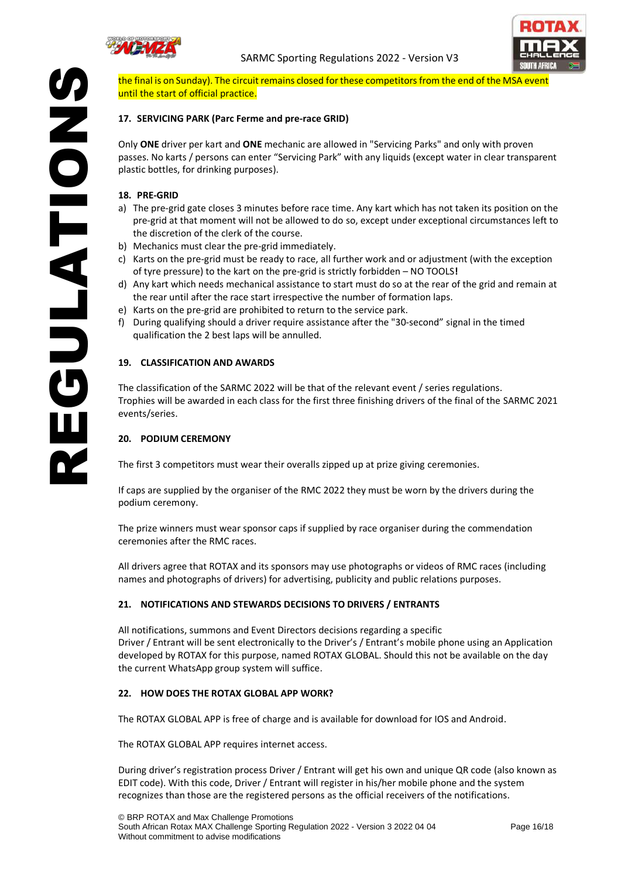the final is on Sunday). The circuit remains closed for these competitors from the end of the MSA event until the start of official practice.

## 17. SERVICING PARK (Parc Ferme and pre-race GRID)

Only **ONE** driver per kart and **ONE** mechanic are allowed in "Servicing Parks" and only with proven passes. No karts / persons can enter "Servicing Park" with any liquids (except water in clear transparent plastic bottles, for drinking purposes).

## 18. PRE-GRID

a) The pre-grid gate closes 3 minutes before race time. Any kart which has not taken its position on the pre-grid at that moment will not be allowed to do so, except under exceptional circumstances left to the discretion of the clerk of the course.
b) Mechanics must clear the pre-grid immediately.
c) Karts on the pre-grid must be ready to race, all further work and or adjustment (with the exception of tyre pressure) to the kart on the pre-grid is strictly forbidden – NO TOOLS**!**
d) Any kart which needs mechanical assistance to start must do so at the rear of the grid and remain at the rear until after the race start irrespective the number of formation laps.
e) Karts on the pre-grid are prohibited to return to the service park.
f) During qualifying should a driver require assistance after the "30-second" signal in the timed qualification the 2 best laps will be annulled.

## 19. CLASSIFICATION AND AWARDS

The classification of the SARMC 2022 will be that of the relevant event / series regulations.
Trophies will be awarded in each class for the first three finishing drivers of the final of the SARMC 2021 events/series.

## 20. PODIUM CEREMONY

The first 3 competitors must wear their overalls zipped up at prize giving ceremonies.

If caps are supplied by the organiser of the RMC 2022 they must be worn by the drivers during the podium ceremony.

The prize winners must wear sponsor caps if supplied by race organiser during the commendation ceremonies after the RMC races.

All drivers agree that ROTAX and its sponsors may use photographs or videos of RMC races (including names and photographs of drivers) for advertising, publicity and public relations purposes.

## 21. NOTIFICATIONS AND STEWARDS DECISIONS TO DRIVERS / ENTRANTS

All notifications, summons and Event Directors decisions regarding a specific Driver / Entrant will be sent electronically to the Driver's / Entrant's mobile phone using an Application developed by ROTAX for this purpose, named ROTAX GLOBAL. Should this not be available on the day the current WhatsApp group system will suffice.

## 22. HOW DOES THE ROTAX GLOBAL APP WORK?

The ROTAX GLOBAL APP is free of charge and is available for download for IOS and Android.

The ROTAX GLOBAL APP requires internet access.

During driver's registration process Driver / Entrant will get his own and unique QR code (also known as EDIT code). With this code, Driver / Entrant will register in his/her mobile phone and the system recognizes than those are the registered persons as the official receivers of the notifications.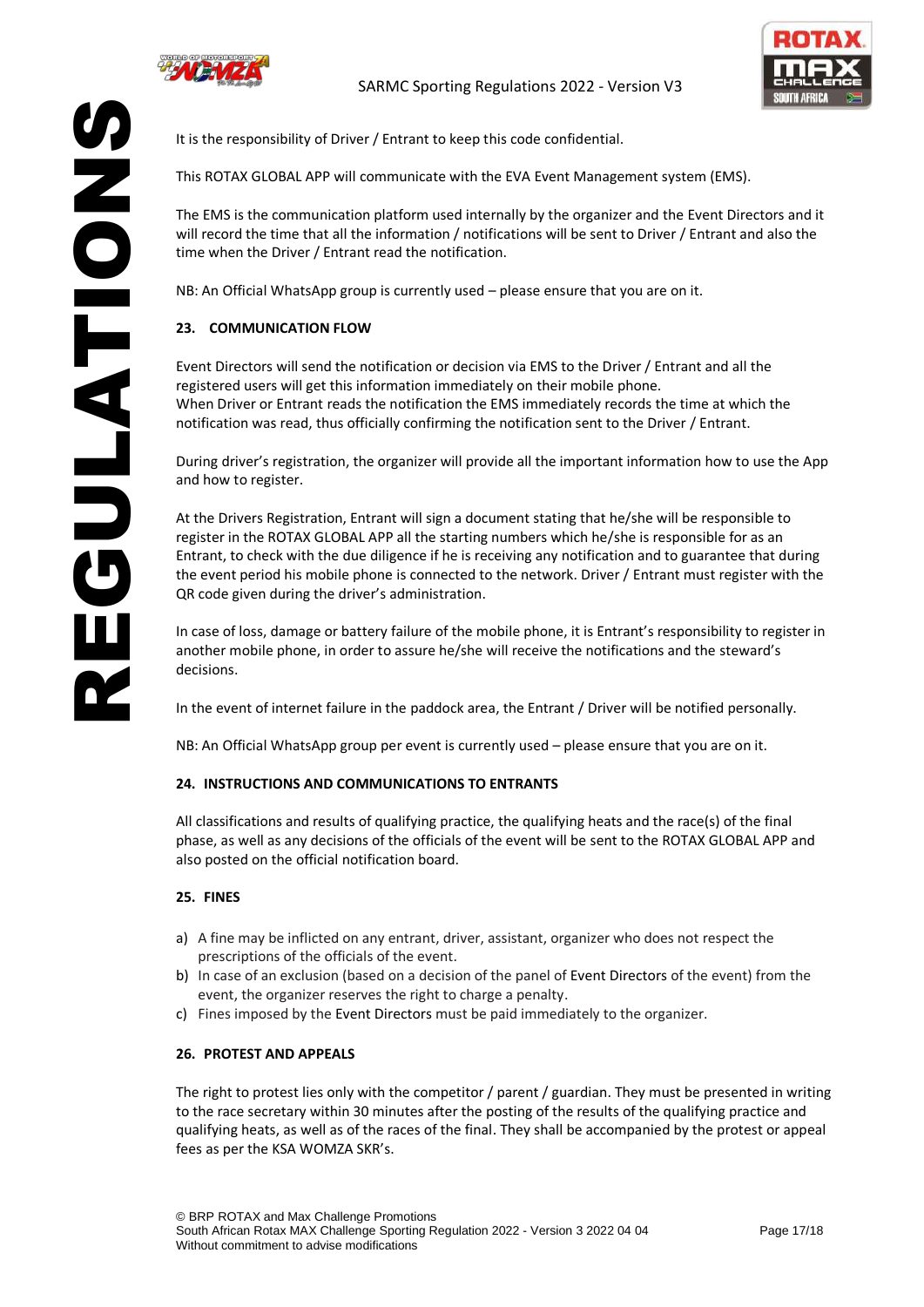It is the responsibility of Driver / Entrant to keep this code confidential.

This ROTAX GLOBAL APP will communicate with the EVA Event Management system (EMS).

The EMS is the communication platform used internally by the organizer and the Event Directors and it will record the time that all the information / notifications will be sent to Driver / Entrant and also the time when the Driver / Entrant read the notification.

NB: An Official WhatsApp group is currently used – please ensure that you are on it.

## 23. COMMUNICATION FLOW

Event Directors will send the notification or decision via EMS to the Driver / Entrant and all the registered users will get this information immediately on their mobile phone.
When Driver or Entrant reads the notification the EMS immediately records the time at which the notification was read, thus officially confirming the notification sent to the Driver / Entrant.

During driver's registration, the organizer will provide all the important information how to use the App and how to register.

At the Drivers Registration, Entrant will sign a document stating that he/she will be responsible to register in the ROTAX GLOBAL APP all the starting numbers which he/she is responsible for as an Entrant, to check with the due diligence if he is receiving any notification and to guarantee that during the event period his mobile phone is connected to the network. Driver / Entrant must register with the QR code given during the driver's administration.

In case of loss, damage or battery failure of the mobile phone, it is Entrant's responsibility to register in another mobile phone, in order to assure he/she will receive the notifications and the steward's decisions.

In the event of internet failure in the paddock area, the Entrant / Driver will be notified personally.

NB: An Official WhatsApp group per event is currently used – please ensure that you are on it.

## 24. INSTRUCTIONS AND COMMUNICATIONS TO ENTRANTS

All classifications and results of qualifying practice, the qualifying heats and the race(s) of the final phase, as well as any decisions of the officials of the event will be sent to the ROTAX GLOBAL APP and also posted on the official notification board.

## 25. FINES

a) A fine may be inflicted on any entrant, driver, assistant, organizer who does not respect the prescriptions of the officials of the event.
b) In case of an exclusion (based on a decision of the panel of Event Directors of the event) from the event, the organizer reserves the right to charge a penalty.
c) Fines imposed by the Event Directors must be paid immediately to the organizer.

## 26. PROTEST AND APPEALS

The right to protest lies only with the competitor / parent / guardian. They must be presented in writing to the race secretary within 30 minutes after the posting of the results of the qualifying practice and qualifying heats, as well as of the races of the final. They shall be accompanied by the protest or appeal fees as per the KSA WOMZA SKR's.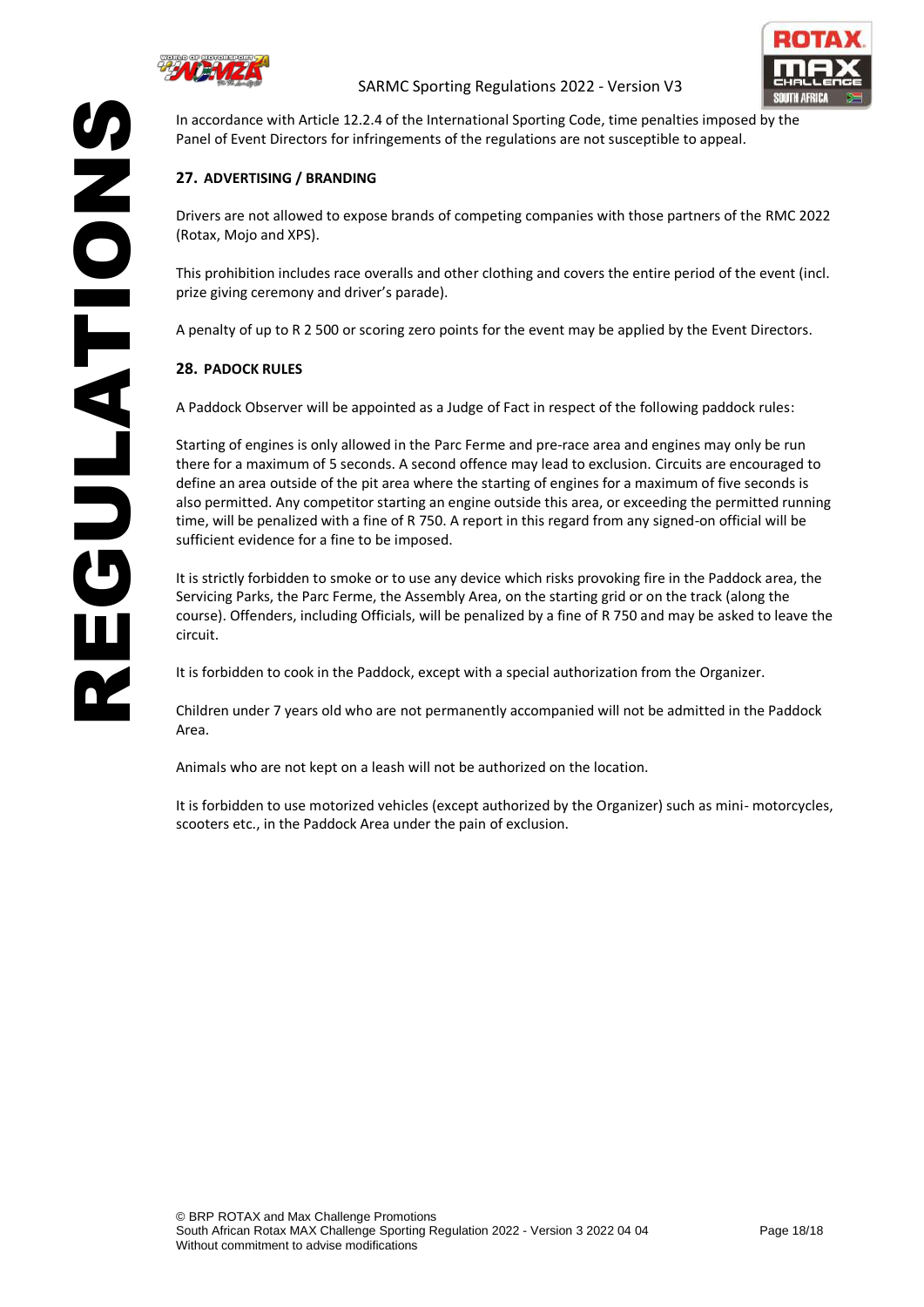In accordance with Article 12.2.4 of the International Sporting Code, time penalties imposed by the Panel of Event Directors for infringements of the regulations are not susceptible to appeal.

## 27. ADVERTISING / BRANDING

Drivers are not allowed to expose brands of competing companies with those partners of the RMC 2022 (Rotax, Mojo and XPS).

This prohibition includes race overalls and other clothing and covers the entire period of the event (incl. prize giving ceremony and driver's parade).

A penalty of up to R 2 500 or scoring zero points for the event may be applied by the Event Directors.

## 28. PADDOCK RULES

A Paddock Observer will be appointed as a Judge of Fact in respect of the following paddock rules:

Starting of engines is only allowed in the Parc Ferme and pre-race area and engines may only be run there for a maximum of 5 seconds. A second offence may lead to exclusion. Circuits are encouraged to define an area outside of the pit area where the starting of engines for a maximum of five seconds is also permitted. Any competitor starting an engine outside this area, or exceeding the permitted running time, will be penalized with a fine of R 750. A report in this regard from any signed-on official will be sufficient evidence for a fine to be imposed.

It is strictly forbidden to smoke or to use any device which risks provoking fire in the Paddock area, the Servicing Parks, the Parc Ferme, the Assembly Area, on the starting grid or on the track (along the course). Offenders, including Officials, will be penalized by a fine of R 750 and may be asked to leave the circuit.

It is forbidden to cook in the Paddock, except with a special authorization from the Organizer.

Children under 7 years old who are not permanently accompanied will not be admitted in the Paddock Area.

Animals who are not kept on a leash will not be authorized on the location.

It is forbidden to use motorized vehicles (except authorized by the Organizer) such as mini- motorcycles, scooters etc., in the Paddock Area under the pain of exclusion.